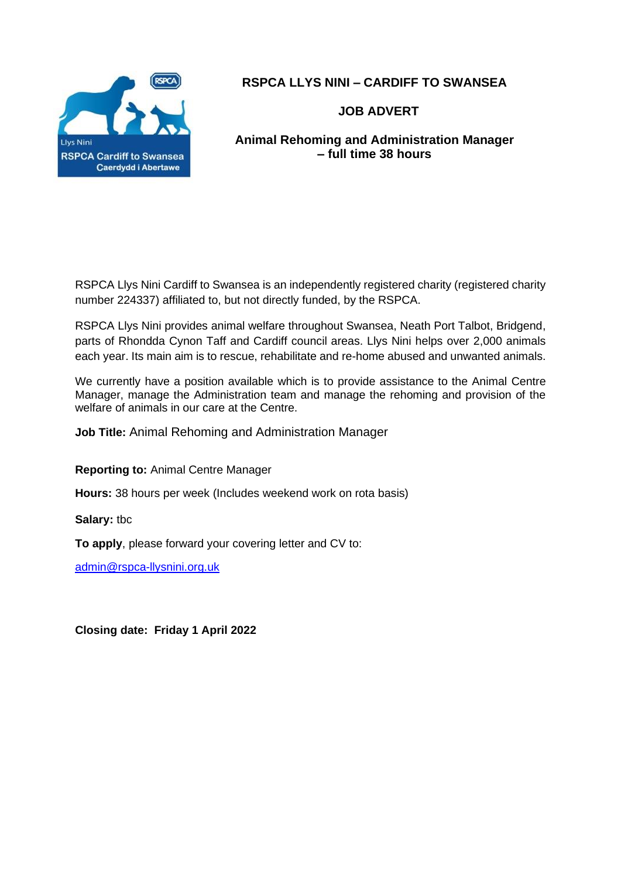# RSPCA LLYS NINI – CARDIFF TO SWANSEA

## JOB ADVERT

### Animal Rehoming and Administration Manager – full time 38 hours

RSPCA Llys Nini Cardiff to Swansea is an independently registered charity (registered charity number 224337) affiliated to, but not directly funded, by the RSPCA.

RSPCA Llys Nini provides animal welfare throughout Swansea, Neath Port Talbot, Bridgend, parts of Rhondda Cynon Taff and Cardiff council areas. Llys Nini helps over 2,000 animals each year. Its main aim is to rescue, rehabilitate and re-home abused and unwanted animals.

We currently have a position available which is to provide assistance to the Animal Centre Manager, manage the Administration team and manage the rehoming and provision of the welfare of animals in our care at the Centre.

**Job Title:** Animal Rehoming and Administration Manager

**Reporting to:** Animal Centre Manager

**Hours:** 38 hours per week (Includes weekend work on rota basis)

**Salary:** tbc

**To apply**, please forward your covering letter and CV to:

admin@rspca-llysnini.org.uk

**Closing date: Friday 1 April 2022**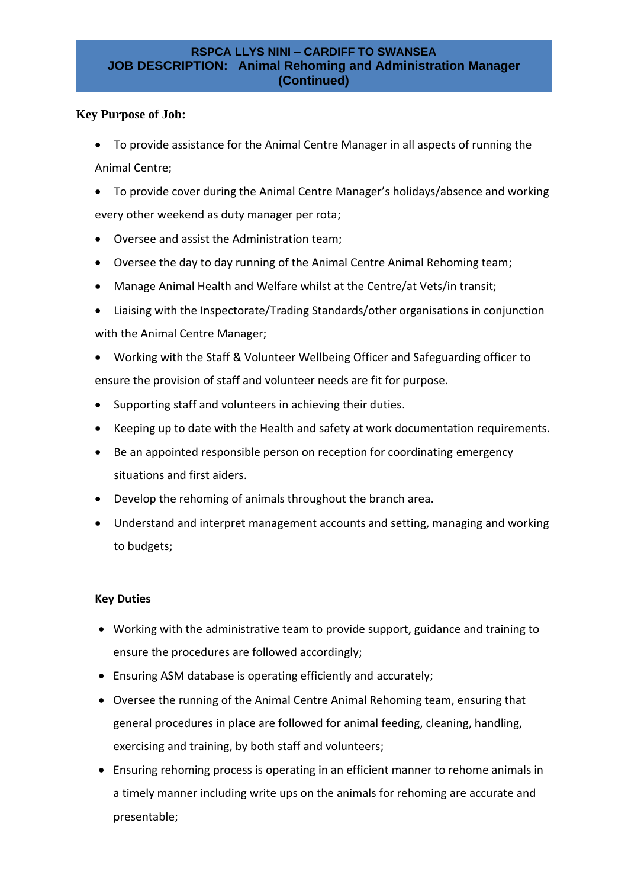**RSPCA LLYS NINI – CARDIFF TO SWANSEA**
**JOB DESCRIPTION: Animal Rehoming and Administration Manager (Continued)**

## Key Purpose of Job:

- To provide assistance for the Animal Centre Manager in all aspects of running the Animal Centre;
- To provide cover during the Animal Centre Manager's holidays/absence and working every other weekend as duty manager per rota;
- Oversee and assist the Administration team;
- Oversee the day to day running of the Animal Centre Animal Rehoming team;
- Manage Animal Health and Welfare whilst at the Centre/at Vets/in transit;
- Liaising with the Inspectorate/Trading Standards/other organisations in conjunction with the Animal Centre Manager;
- Working with the Staff & Volunteer Wellbeing Officer and Safeguarding officer to ensure the provision of staff and volunteer needs are fit for purpose.
- Supporting staff and volunteers in achieving their duties.
- Keeping up to date with the Health and safety at work documentation requirements.
- Be an appointed responsible person on reception for coordinating emergency situations and first aiders.
- Develop the rehoming of animals throughout the branch area.
- Understand and interpret management accounts and setting, managing and working to budgets;

### Key Duties

- Working with the administrative team to provide support, guidance and training to ensure the procedures are followed accordingly;
- Ensuring ASM database is operating efficiently and accurately;
- Oversee the running of the Animal Centre Animal Rehoming team, ensuring that general procedures in place are followed for animal feeding, cleaning, handling, exercising and training, by both staff and volunteers;
- Ensuring rehoming process is operating in an efficient manner to rehome animals in a timely manner including write ups on the animals for rehoming are accurate and presentable;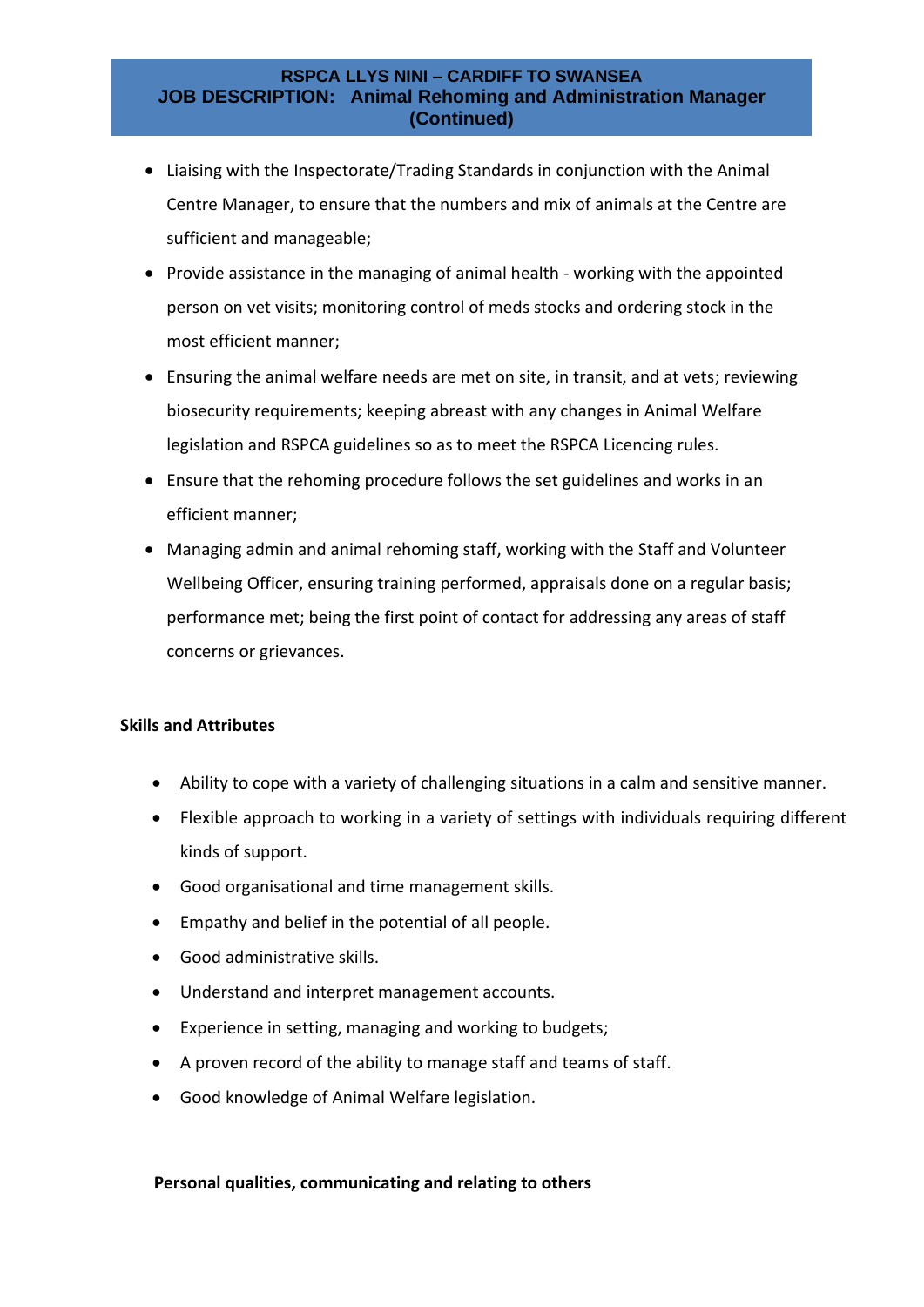- Liaising with the Inspectorate/Trading Standards in conjunction with the Animal Centre Manager, to ensure that the numbers and mix of animals at the Centre are sufficient and manageable;
- Provide assistance in the managing of animal health - working with the appointed person on vet visits; monitoring control of meds stocks and ordering stock in the most efficient manner;
- Ensuring the animal welfare needs are met on site, in transit, and at vets; reviewing biosecurity requirements; keeping abreast with any changes in Animal Welfare legislation and RSPCA guidelines so as to meet the RSPCA Licencing rules.
- Ensure that the rehoming procedure follows the set guidelines and works in an efficient manner;
- Managing admin and animal rehoming staff, working with the Staff and Volunteer Wellbeing Officer, ensuring training performed, appraisals done on a regular basis; performance met; being the first point of contact for addressing any areas of staff concerns or grievances.

**Skills and Attributes**

- Ability to cope with a variety of challenging situations in a calm and sensitive manner.
- Flexible approach to working in a variety of settings with individuals requiring different kinds of support.
- Good organisational and time management skills.
- Empathy and belief in the potential of all people.
- Good administrative skills.
- Understand and interpret management accounts.
- Experience in setting, managing and working to budgets;
- A proven record of the ability to manage staff and teams of staff.
- Good knowledge of Animal Welfare legislation.

**Personal qualities, communicating and relating to others**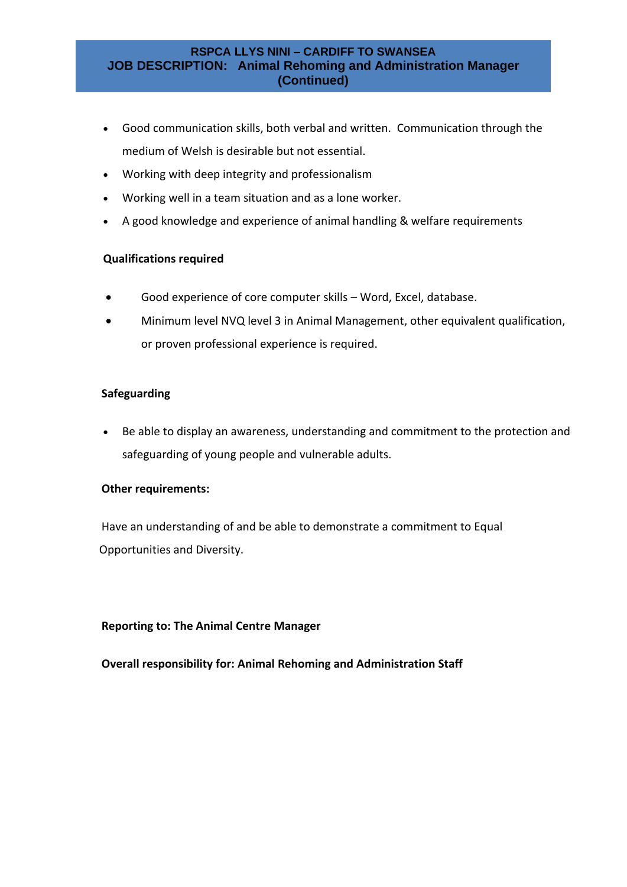- Good communication skills, both verbal and written. Communication through the medium of Welsh is desirable but not essential.
- Working with deep integrity and professionalism
- Working well in a team situation and as a lone worker.
- A good knowledge and experience of animal handling & welfare requirements

**Qualifications required**

- Good experience of core computer skills – Word, Excel, database.
- Minimum level NVQ level 3 in Animal Management, other equivalent qualification, or proven professional experience is required.

**Safeguarding**

- Be able to display an awareness, understanding and commitment to the protection and safeguarding of young people and vulnerable adults.

**Other requirements:**

Have an understanding of and be able to demonstrate a commitment to Equal Opportunities and Diversity.

**Reporting to: The Animal Centre Manager**

**Overall responsibility for: Animal Rehoming and Administration Staff**